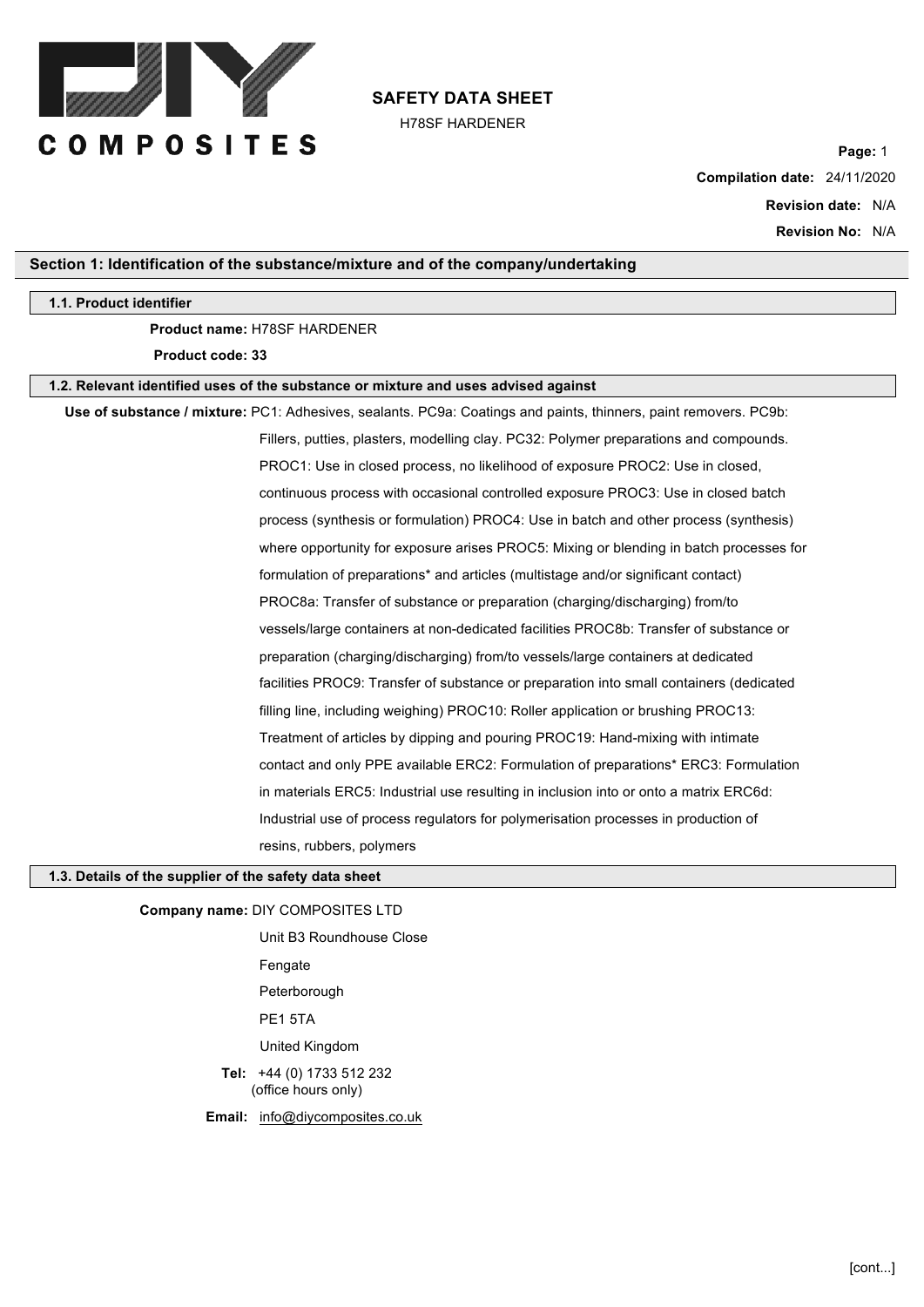# SAFETY DATA SHEET

H78SF HARDENER

**Compilation date:** 24/11/2020

**Revision date:** N/A

**Revision No:** N/A

## Section 1: Identification of the substance/mixture and of the company/undertaking

### 1.1. Product identifier

**Product name:** H78SF HARDENER

**Product code: 33**

### 1.2. Relevant identified uses of the substance or mixture and uses advised against

**Use of substance / mixture:** PC1: Adhesives, sealants. PC9a: Coatings and paints, thinners, paint removers. PC9b: Fillers, putties, plasters, modelling clay. PC32: Polymer preparations and compounds. PROC1: Use in closed process, no likelihood of exposure PROC2: Use in closed, continuous process with occasional controlled exposure PROC3: Use in closed batch process (synthesis or formulation) PROC4: Use in batch and other process (synthesis) where opportunity for exposure arises PROC5: Mixing or blending in batch processes for formulation of preparations* and articles (multistage and/or significant contact) PROC8a: Transfer of substance or preparation (charging/discharging) from/to vessels/large containers at non-dedicated facilities PROC8b: Transfer of substance or preparation (charging/discharging) from/to vessels/large containers at dedicated facilities PROC9: Transfer of substance or preparation into small containers (dedicated filling line, including weighing) PROC10: Roller application or brushing PROC13: Treatment of articles by dipping and pouring PROC19: Hand-mixing with intimate contact and only PPE available ERC2: Formulation of preparations* ERC3: Formulation in materials ERC5: Industrial use resulting in inclusion into or onto a matrix ERC6d: Industrial use of process regulators for polymerisation processes in production of resins, rubbers, polymers

### 1.3. Details of the supplier of the safety data sheet

**Company name:** DIY COMPOSITES LTD

Unit B3 Roundhouse Close

Fengate

Peterborough

PE1 5TA

United Kingdom

**Tel:** +44 (0) 1733 512 232 (office hours only)

**Email:** info@diycomposites.co.uk

[cont...]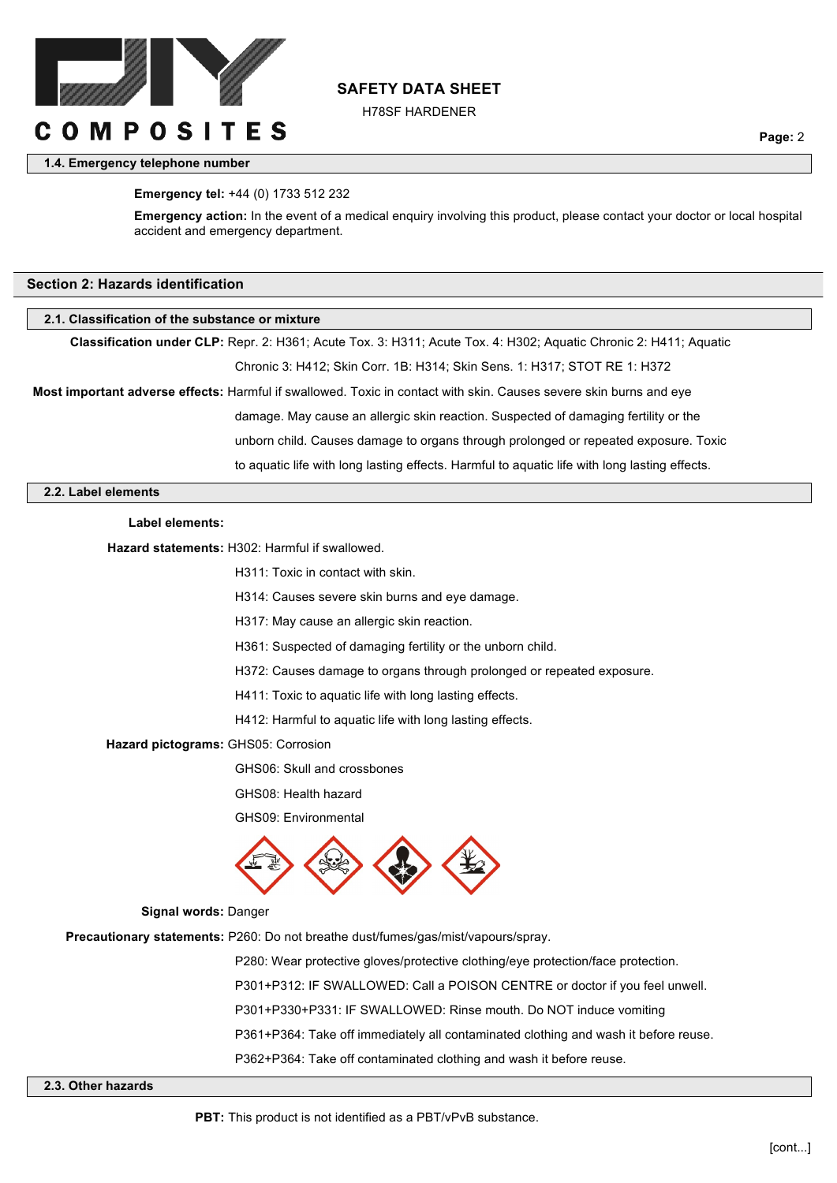### 1.4. Emergency telephone number

**Emergency tel:** +44 (0) 1733 512 232

**Emergency action:** In the event of a medical enquiry involving this product, please contact your doctor or local hospital accident and emergency department.

## Section 2: Hazards identification

### 2.1. Classification of the substance or mixture

**Classification under CLP:** Repr. 2: H361; Acute Tox. 3: H311; Acute Tox. 4: H302; Aquatic Chronic 2: H411; Aquatic Chronic 3: H412; Skin Corr. 1B: H314; Skin Sens. 1: H317; STOT RE 1: H372

**Most important adverse effects:** Harmful if swallowed. Toxic in contact with skin. Causes severe skin burns and eye damage. May cause an allergic skin reaction. Suspected of damaging fertility or the unborn child. Causes damage to organs through prolonged or repeated exposure. Toxic to aquatic life with long lasting effects. Harmful to aquatic life with long lasting effects.

### 2.2. Label elements

**Label elements:**

**Hazard statements:** H302: Harmful if swallowed.

H311: Toxic in contact with skin.

H314: Causes severe skin burns and eye damage.

H317: May cause an allergic skin reaction.

H361: Suspected of damaging fertility or the unborn child.

H372: Causes damage to organs through prolonged or repeated exposure.

H411: Toxic to aquatic life with long lasting effects.

H412: Harmful to aquatic life with long lasting effects.

**Hazard pictograms:** GHS05: Corrosion

GHS06: Skull and crossbones

GHS08: Health hazard

GHS09: Environmental

**Signal words:** Danger

**Precautionary statements:** P260: Do not breathe dust/fumes/gas/mist/vapours/spray.

P280: Wear protective gloves/protective clothing/eye protection/face protection.

P301+P312: IF SWALLOWED: Call a POISON CENTRE or doctor if you feel unwell.

P301+P330+P331: IF SWALLOWED: Rinse mouth. Do NOT induce vomiting

P361+P364: Take off immediately all contaminated clothing and wash it before reuse.

P362+P364: Take off contaminated clothing and wash it before reuse.

### 2.3. Other hazards

**PBT:** This product is not identified as a PBT/vPvB substance.

[cont...]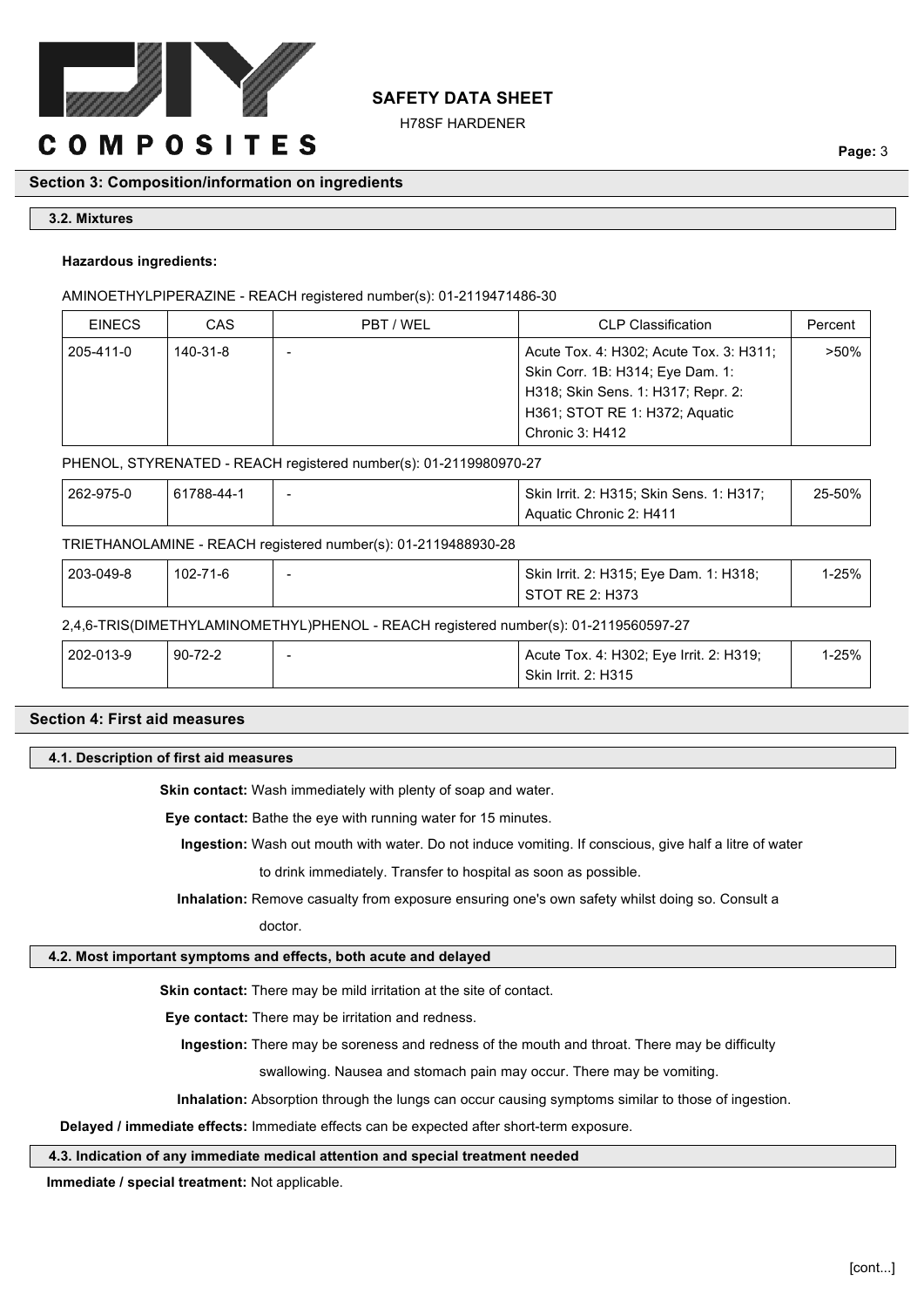## Section 3: Composition/information on ingredients

### 3.2. Mixtures

**Hazardous ingredients:**

AMINOETHYLPIPERAZINE - REACH registered number(s): 01-2119471486-30

| EINECS | CAS | PBT / WEL | CLP Classification | Percent |
|---|---|---|---|---|
| 205-411-0 | 140-31-8 | - | Acute Tox. 4: H302; Acute Tox. 3: H311; Skin Corr. 1B: H314; Eye Dam. 1: H318; Skin Sens. 1: H317; Repr. 2: H361; STOT RE 1: H372; Aquatic Chronic 3: H412 | >50% |

PHENOL, STYRENATED - REACH registered number(s): 01-2119980970-27

| EINECS | CAS | PBT / WEL | CLP Classification | Percent |
|---|---|---|---|---|
| 262-975-0 | 61788-44-1 | - | Skin Irrit. 2: H315; Skin Sens. 1: H317; Aquatic Chronic 2: H411 | 25-50% |

TRIETHANOLAMINE - REACH registered number(s): 01-2119488930-28

| EINECS | CAS | PBT / WEL | CLP Classification | Percent |
|---|---|---|---|---|
| 203-049-8 | 102-71-6 | - | Skin Irrit. 2: H315; Eye Dam. 1: H318; STOT RE 2: H373 | 1-25% |

2,4,6-TRIS(DIMETHYLAMINOMETHYL)PHENOL - REACH registered number(s): 01-2119560597-27

| EINECS | CAS | PBT / WEL | CLP Classification | Percent |
|---|---|---|---|---|
| 202-013-9 | 90-72-2 | - | Acute Tox. 4: H302; Eye Irrit. 2: H319; Skin Irrit. 2: H315 | 1-25% |

## Section 4: First aid measures

### 4.1. Description of first aid measures

**Skin contact:** Wash immediately with plenty of soap and water.

**Eye contact:** Bathe the eye with running water for 15 minutes.

**Ingestion:** Wash out mouth with water. Do not induce vomiting. If conscious, give half a litre of water to drink immediately. Transfer to hospital as soon as possible.

**Inhalation:** Remove casualty from exposure ensuring one's own safety whilst doing so. Consult a doctor.

### 4.2. Most important symptoms and effects, both acute and delayed

**Skin contact:** There may be mild irritation at the site of contact.

**Eye contact:** There may be irritation and redness.

**Ingestion:** There may be soreness and redness of the mouth and throat. There may be difficulty swallowing. Nausea and stomach pain may occur. There may be vomiting.

**Inhalation:** Absorption through the lungs can occur causing symptoms similar to those of ingestion.

**Delayed / immediate effects:** Immediate effects can be expected after short-term exposure.

### 4.3. Indication of any immediate medical attention and special treatment needed

**Immediate / special treatment:** Not applicable.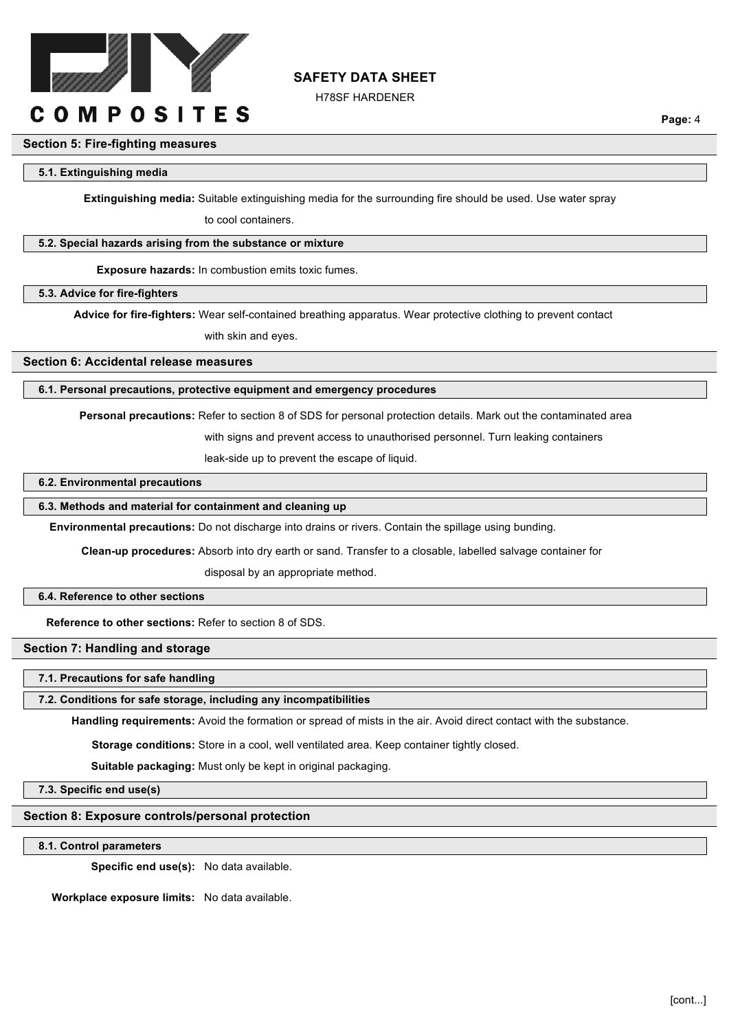## Section 5: Fire-fighting measures

### 5.1. Extinguishing media

**Extinguishing media:** Suitable extinguishing media for the surrounding fire should be used. Use water spray to cool containers.

### 5.2. Special hazards arising from the substance or mixture

**Exposure hazards:** In combustion emits toxic fumes.

### 5.3. Advice for fire-fighters

**Advice for fire-fighters:** Wear self-contained breathing apparatus. Wear protective clothing to prevent contact with skin and eyes.

## Section 6: Accidental release measures

### 6.1. Personal precautions, protective equipment and emergency procedures

**Personal precautions:** Refer to section 8 of SDS for personal protection details. Mark out the contaminated area with signs and prevent access to unauthorised personnel. Turn leaking containers leak-side up to prevent the escape of liquid.

### 6.2. Environmental precautions

### 6.3. Methods and material for containment and cleaning up

**Environmental precautions:** Do not discharge into drains or rivers. Contain the spillage using bunding.

**Clean-up procedures:** Absorb into dry earth or sand. Transfer to a closable, labelled salvage container for disposal by an appropriate method.

### 6.4. Reference to other sections

**Reference to other sections:** Refer to section 8 of SDS.

## Section 7: Handling and storage

### 7.1. Precautions for safe handling

### 7.2. Conditions for safe storage, including any incompatibilities

**Handling requirements:** Avoid the formation or spread of mists in the air. Avoid direct contact with the substance.

**Storage conditions:** Store in a cool, well ventilated area. Keep container tightly closed.

**Suitable packaging:** Must only be kept in original packaging.

### 7.3. Specific end use(s)

## Section 8: Exposure controls/personal protection

### 8.1. Control parameters

**Specific end use(s):** No data available.

**Workplace exposure limits:** No data available.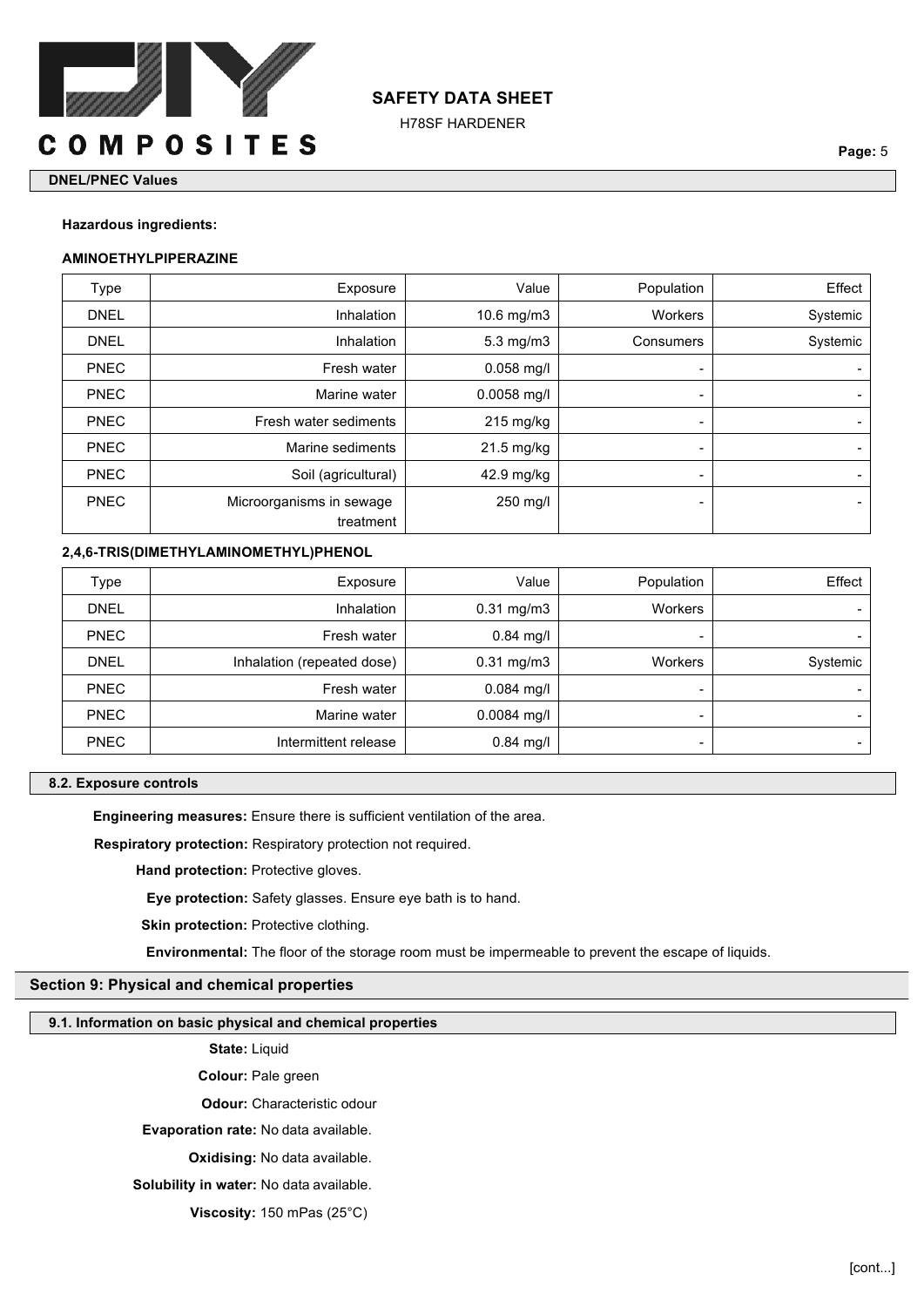**DNEL/PNEC Values**

**Hazardous ingredients:**

**AMINOETHYLPIPERAZINE**

| Type | Exposure | Value | Population | Effect |
|---|---|---|---|---|
| DNEL | Inhalation | 10.6 mg/m3 | Workers | Systemic |
| DNEL | Inhalation | 5.3 mg/m3 | Consumers | Systemic |
| PNEC | Fresh water | 0.058 mg/l | - | - |
| PNEC | Marine water | 0.0058 mg/l | - | - |
| PNEC | Fresh water sediments | 215 mg/kg | - | - |
| PNEC | Marine sediments | 21.5 mg/kg | - | - |
| PNEC | Soil (agricultural) | 42.9 mg/kg | - | - |
| PNEC | Microorganisms in sewage treatment | 250 mg/l | - | - |

**2,4,6-TRIS(DIMETHYLAMINOMETHYL)PHENOL**

| Type | Exposure | Value | Population | Effect |
|---|---|---|---|---|
| DNEL | Inhalation | 0.31 mg/m3 | Workers | - |
| PNEC | Fresh water | 0.84 mg/l | - | - |
| DNEL | Inhalation (repeated dose) | 0.31 mg/m3 | Workers | Systemic |
| PNEC | Fresh water | 0.084 mg/l | - | - |
| PNEC | Marine water | 0.0084 mg/l | - | - |
| PNEC | Intermittent release | 0.84 mg/l | - | - |

**8.2. Exposure controls**

**Engineering measures:** Ensure there is sufficient ventilation of the area.

**Respiratory protection:** Respiratory protection not required.

**Hand protection:** Protective gloves.

**Eye protection:** Safety glasses. Ensure eye bath is to hand.

**Skin protection:** Protective clothing.

**Environmental:** The floor of the storage room must be impermeable to prevent the escape of liquids.

## Section 9: Physical and chemical properties

**9.1. Information on basic physical and chemical properties**

**State:** Liquid

**Colour:** Pale green

**Odour:** Characteristic odour

**Evaporation rate:** No data available.

**Oxidising:** No data available.

**Solubility in water:** No data available.

**Viscosity:** 150 mPas (25°C)

[cont...]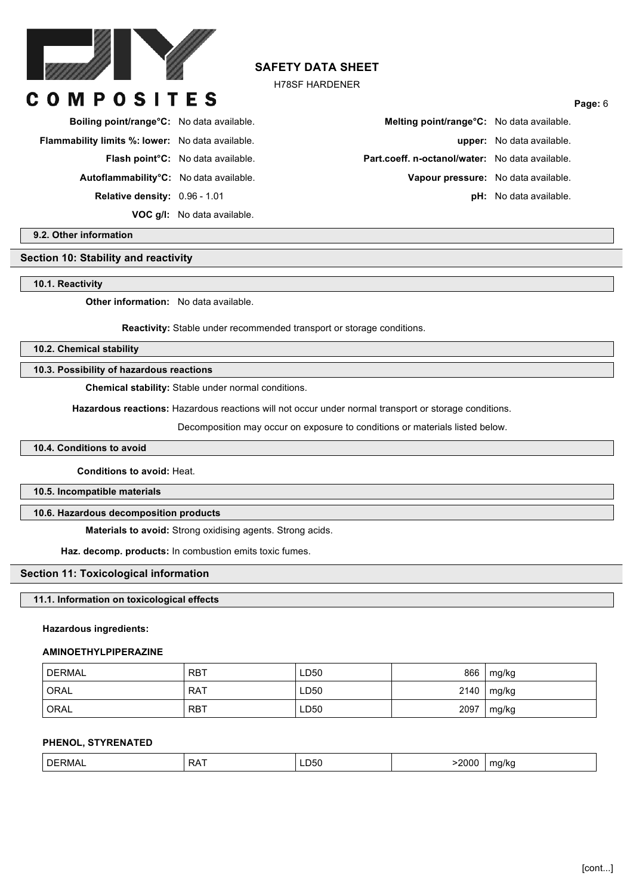| | | | |
|---|---|---|---|
| **Boiling point/range°C:** | No data available. | **Melting point/range°C:** | No data available. |
| **Flammability limits %: lower:** | No data available. | **upper:** | No data available. |
| **Flash point°C:** | No data available. | **Part.coeff. n-octanol/water:** | No data available. |
| **Autoflammability°C:** | No data available. | **Vapour pressure:** | No data available. |
| **Relative density:** | 0.96 - 1.01 | **pH:** | No data available. |
| **VOC g/l:** | No data available. | | |

### 9.2. Other information

## Section 10: Stability and reactivity

### 10.1. Reactivity

**Other information:** No data available.

**Reactivity:** Stable under recommended transport or storage conditions.

### 10.2. Chemical stability

### 10.3. Possibility of hazardous reactions

**Chemical stability:** Stable under normal conditions.

**Hazardous reactions:** Hazardous reactions will not occur under normal transport or storage conditions.

Decomposition may occur on exposure to conditions or materials listed below.

### 10.4. Conditions to avoid

**Conditions to avoid:** Heat.

### 10.5. Incompatible materials

### 10.6. Hazardous decomposition products

**Materials to avoid:** Strong oxidising agents. Strong acids.

**Haz. decomp. products:** In combustion emits toxic fumes.

## Section 11: Toxicological information

### 11.1. Information on toxicological effects

**Hazardous ingredients:**

**AMINOETHYLPIPERAZINE**

| | | | | |
|---|---|---|---|---|
| DERMAL | RBT | LD50 | 866 | mg/kg |
| ORAL | RAT | LD50 | 2140 | mg/kg |
| ORAL | RBT | LD50 | 2097 | mg/kg |

**PHENOL, STYRENATED**

| | | | | |
|---|---|---|---|---|
| DERMAL | RAT | LD50 | >2000 | mg/kg |

[cont...]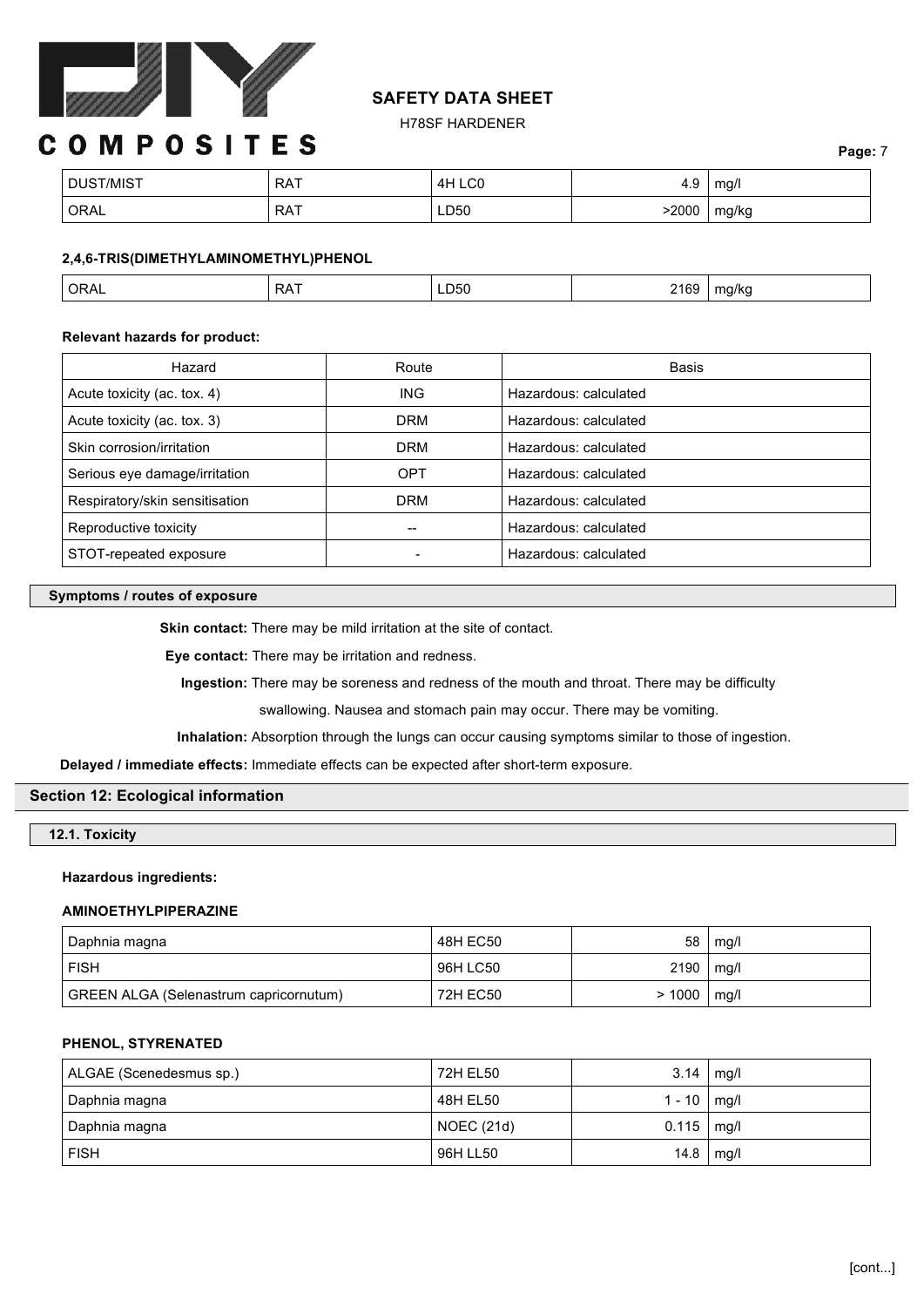| DUST/MIST | RAT | 4H LC0 | 4.9 | mg/l |
|---|---|---|---|---|
| ORAL | RAT | LD50 | >2000 | mg/kg |

**2,4,6-TRIS(DIMETHYLAMINOMETHYL)PHENOL**

| ORAL | RAT | LD50 | 2169 | mg/kg |
|---|---|---|---|---|

**Relevant hazards for product:**

| Hazard | Route | Basis |
|---|---|---|
| Acute toxicity (ac. tox. 4) | ING | Hazardous: calculated |
| Acute toxicity (ac. tox. 3) | DRM | Hazardous: calculated |
| Skin corrosion/irritation | DRM | Hazardous: calculated |
| Serious eye damage/irritation | OPT | Hazardous: calculated |
| Respiratory/skin sensitisation | DRM | Hazardous: calculated |
| Reproductive toxicity | -- | Hazardous: calculated |
| STOT-repeated exposure | - | Hazardous: calculated |

### Symptoms / routes of exposure

**Skin contact:** There may be mild irritation at the site of contact.

**Eye contact:** There may be irritation and redness.

**Ingestion:** There may be soreness and redness of the mouth and throat. There may be difficulty swallowing. Nausea and stomach pain may occur. There may be vomiting.

**Inhalation:** Absorption through the lungs can occur causing symptoms similar to those of ingestion.

**Delayed / immediate effects:** Immediate effects can be expected after short-term exposure.

## Section 12: Ecological information

### 12.1. Toxicity

**Hazardous ingredients:**

**AMINOETHYLPIPERAZINE**

| Daphnia magna | 48H EC50 | 58 | mg/l |
|---|---|---|---|
| FISH | 96H LC50 | 2190 | mg/l |
| GREEN ALGA (Selenastrum capricornutum) | 72H EC50 | > 1000 | mg/l |

**PHENOL, STYRENATED**

| ALGAE (Scenedesmus sp.) | 72H EL50 | 3.14 | mg/l |
|---|---|---|---|
| Daphnia magna | 48H EL50 | 1 - 10 | mg/l |
| Daphnia magna | NOEC (21d) | 0.115 | mg/l |
| FISH | 96H LL50 | 14.8 | mg/l |

[cont...]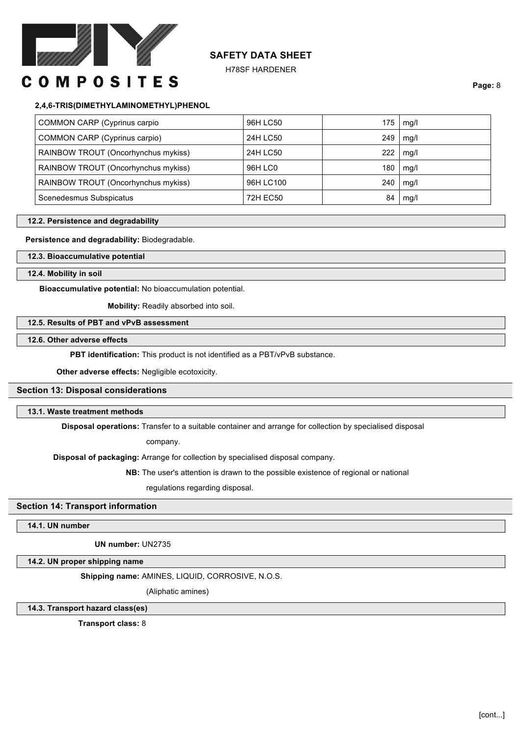**2,4,6-TRIS(DIMETHYLAMINOMETHYL)PHENOL**

| | | | |
|---|---|---|---|
| COMMON CARP (Cyprinus carpio | 96H LC50 | 175 | mg/l |
| COMMON CARP (Cyprinus carpio) | 24H LC50 | 249 | mg/l |
| RAINBOW TROUT (Oncorhynchus mykiss) | 24H LC50 | 222 | mg/l |
| RAINBOW TROUT (Oncorhynchus mykiss) | 96H LC0 | 180 | mg/l |
| RAINBOW TROUT (Oncorhynchus mykiss) | 96H LC100 | 240 | mg/l |
| Scenedesmus Subspicatus | 72H EC50 | 84 | mg/l |

### 12.2. Persistence and degradability

**Persistence and degradability:** Biodegradable.

### 12.3. Bioaccumulative potential

### 12.4. Mobility in soil

**Bioaccumulative potential:** No bioaccumulation potential.

**Mobility:** Readily absorbed into soil.

### 12.5. Results of PBT and vPvB assessment

### 12.6. Other adverse effects

**PBT identification:** This product is not identified as a PBT/vPvB substance.

**Other adverse effects:** Negligible ecotoxicity.

## Section 13: Disposal considerations

### 13.1. Waste treatment methods

**Disposal operations:** Transfer to a suitable container and arrange for collection by specialised disposal company.

**Disposal of packaging:** Arrange for collection by specialised disposal company.

**NB:** The user's attention is drawn to the possible existence of regional or national regulations regarding disposal.

## Section 14: Transport information

### 14.1. UN number

**UN number:** UN2735

### 14.2. UN proper shipping name

**Shipping name:** AMINES, LIQUID, CORROSIVE, N.O.S.

(Aliphatic amines)

### 14.3. Transport hazard class(es)

**Transport class:** 8

[cont...]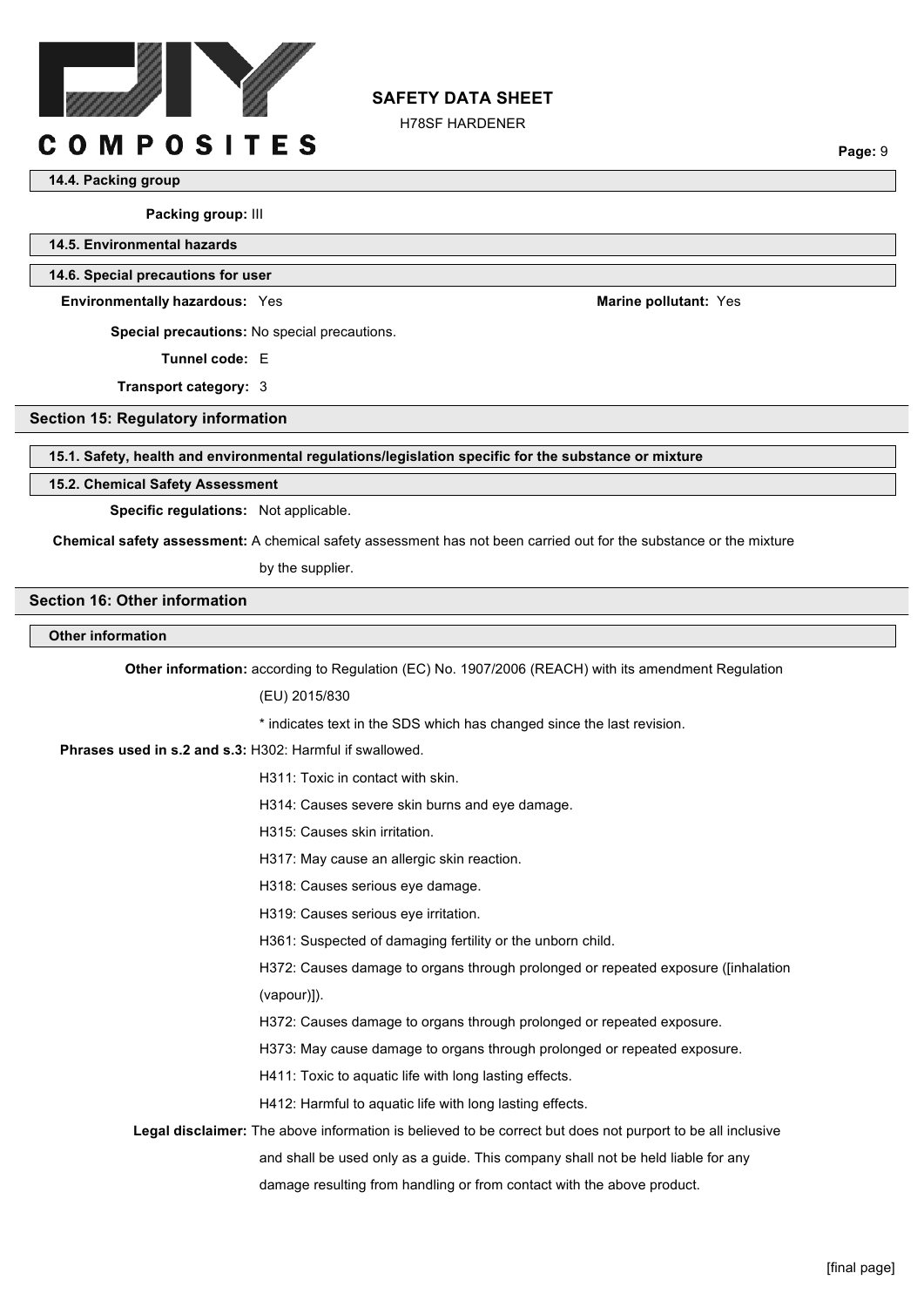### 14.4. Packing group

**Packing group:** III

### 14.5. Environmental hazards

### 14.6. Special precautions for user

**Environmentally hazardous:** Yes

**Marine pollutant:** Yes

**Special precautions:** No special precautions.

**Tunnel code:** E

**Transport category:** 3

## Section 15: Regulatory information

### 15.1. Safety, health and environmental regulations/legislation specific for the substance or mixture

### 15.2. Chemical Safety Assessment

**Specific regulations:** Not applicable.

**Chemical safety assessment:** A chemical safety assessment has not been carried out for the substance or the mixture by the supplier.

## Section 16: Other information

### Other information

**Other information:** according to Regulation (EC) No. 1907/2006 (REACH) with its amendment Regulation (EU) 2015/830

* indicates text in the SDS which has changed since the last revision.

**Phrases used in s.2 and s.3:** H302: Harmful if swallowed.

H311: Toxic in contact with skin.

H314: Causes severe skin burns and eye damage.

H315: Causes skin irritation.

H317: May cause an allergic skin reaction.

H318: Causes serious eye damage.

H319: Causes serious eye irritation.

H361: Suspected of damaging fertility or the unborn child.

H372: Causes damage to organs through prolonged or repeated exposure ([inhalation (vapour)]).

H372: Causes damage to organs through prolonged or repeated exposure.

H373: May cause damage to organs through prolonged or repeated exposure.

H411: Toxic to aquatic life with long lasting effects.

H412: Harmful to aquatic life with long lasting effects.

**Legal disclaimer:** The above information is believed to be correct but does not purport to be all inclusive and shall be used only as a guide. This company shall not be held liable for any damage resulting from handling or from contact with the above product.

[final page]